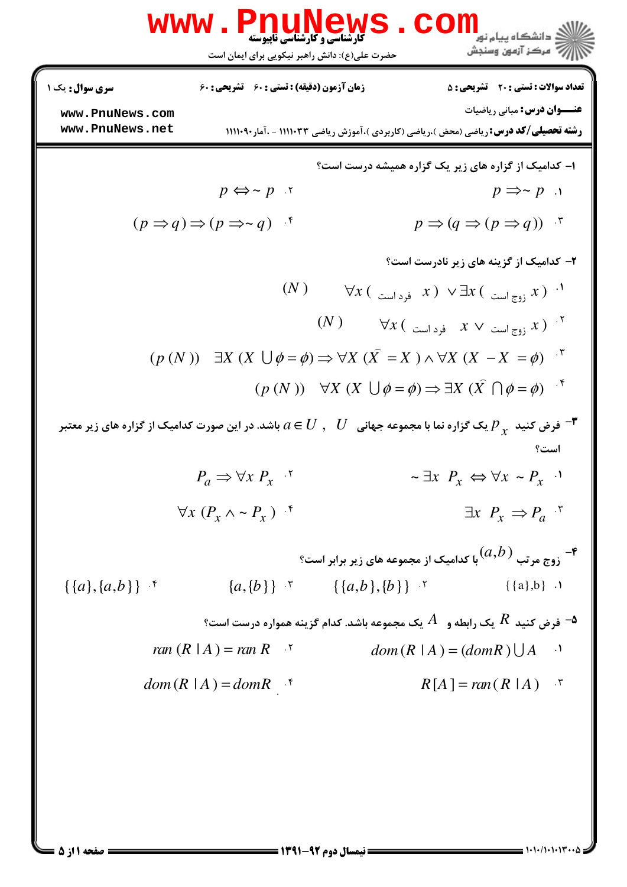**سری سوال:** یک ۱ | **زمان آزمون (دقیقه) : تستی : ۶۰ تشریحی : ۶۰** | **تعداد سوالات : تستی : ۲۰ تشریحی : ۵**

**عنـــوان درس:** مبانی ریاضیات

**رشته تحصیلی/کد درس:** ریاضی (محض )،ریاضی (کاربردی )،آموزش ریاضی ۱۱۱۱۰۳۳ - ،آمار۱۱۱۱۰۹۰

۱- کدامیک از گزاره های زیر یک گزاره همیشه درست است؟

۱. $p \Rightarrow \sim p$

۲. $p \Leftrightarrow \sim p$

۳. $p \Rightarrow (q \Rightarrow (p \Rightarrow q))$

۴. $(p \Rightarrow q) \Rightarrow (p \Rightarrow \sim q)$

۲- کدامیک از گزینه های زیر نادرست است؟

۱. $(N)\quad \forall x$ ( فرد است $x$ ) $\vee \exists x$ ( زوج است $x$ )

۲. $(N)\quad \forall x$ ( فرد است $x$ $\vee$ زوج است $x$ )

۳. $(p(N))\quad \exists X\,(X \cup \phi = \phi) \Rightarrow \forall X\,(\widehat{X} = X) \wedge \forall X\,(X - X = \phi)$

۴. $(p(N))\quad \forall X\,(X \cup \phi = \phi) \Rightarrow \exists X\,(\widehat{X} \cap \phi = \phi)$

۳- فرض کنید $P_x$ یک گزاره نما با مجموعه جهانی $U$ , $a \in U$ باشد. در این صورت کدامیک از گزاره های زیر معتبر است؟

۱. $\sim \exists x\ P_x \Leftrightarrow \forall x \sim P_x$

۲. $P_a \Rightarrow \forall x\ P_x$

۳. $\exists x\ P_x \Rightarrow P_a$

۴. $\forall x\ (P_x \wedge \sim P_x)$

۴- زوج مرتب $(a,b)$ با کدامیک از مجموعه های زیر برابر است؟

۱. $\{\{a\},b\}$

۲. $\{\{a,b\},\{b\}\}$

۳. $\{a,\{b\}\}$

۴. $\{\{a\},\{a,b\}\}$

۵- فرض کنید $R$ یک رابطه و $A$ یک مجموعه باشد. کدام گزینه همواره درست است؟

۱. $dom(R \mid A) = (dom R) \cup A$

۲. $ran(R \mid A) = ran\ R$

۳. $R[A] = ran(R \mid A)$

۴. $dom(R \mid A) = dom R$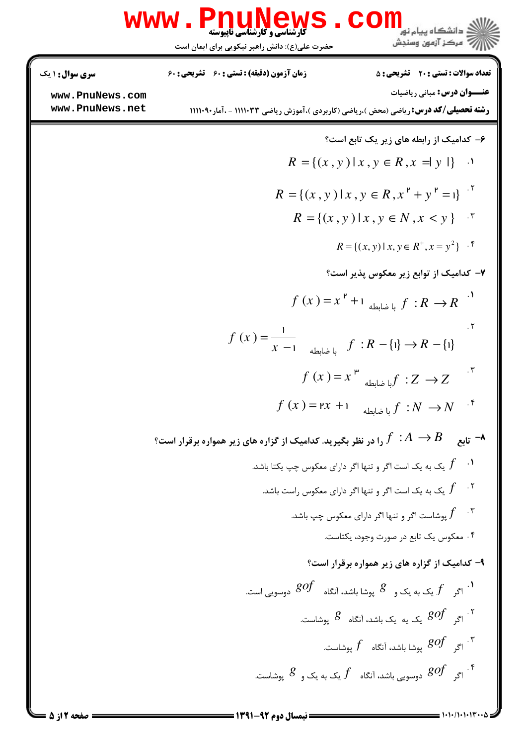۶- کدامیک از رابطه های زیر یک تابع است؟

۱. $R = \{(x, y) | x, y \in R, x = | y |\}$

۲. $R = \{(x, y) | x, y \in R, x^2 + y^2 = 1\}$

۳. $R = \{(x, y) | x, y \in N, x < y\}$

۴. $R = \{(x, y) | x, y \in R^+, x = y^2\}$

۷- کدامیک از توابع زیر معکوس پذیر است؟

۱. $f : R \to R$ با ضابطه $f(x) = x^2 + 1$

۲. $f : R - \{1\} \to R - \{1\}$ با ضابطه $f(x) = \frac{1}{x-1}$

۳. $f : Z \to Z$ با ضابطه $f(x) = x^3$

۴. $f : N \to N$ با ضابطه $f(x) = 2x + 1$

۸- تابع $f : A \to B$ را در نظر بگیرید. کدامیک از گزاره های زیر همواره برقرار است؟

۱. $f$ یک به یک است اگر و تنها اگر دارای معکوس چپ یکتا باشد.

۲. $f$ یک به یک است اگر و تنها اگر دارای معکوس راست باشد.

۳. $f$ پوشاست اگر و تنها اگر دارای معکوس چپ باشد.

۴. معکوس یک تابع در صورت وجود، یکتاست.

۹- کدامیک از گزاره های زیر همواره برقرار است؟

۱. اگر $f$ یک به یک و $g$ پوشا باشد، آنگاه $gof$ دوسویی است.

۲. اگر $gof$ یک به یک باشد، آنگاه $g$ پوشاست.

۳. اگر $gof$ پوشا باشد، آنگاه $f$ پوشاست.

۴. اگر $gof$ دوسویی باشد، آنگاه $f$ یک به یک و $g$ پوشاست.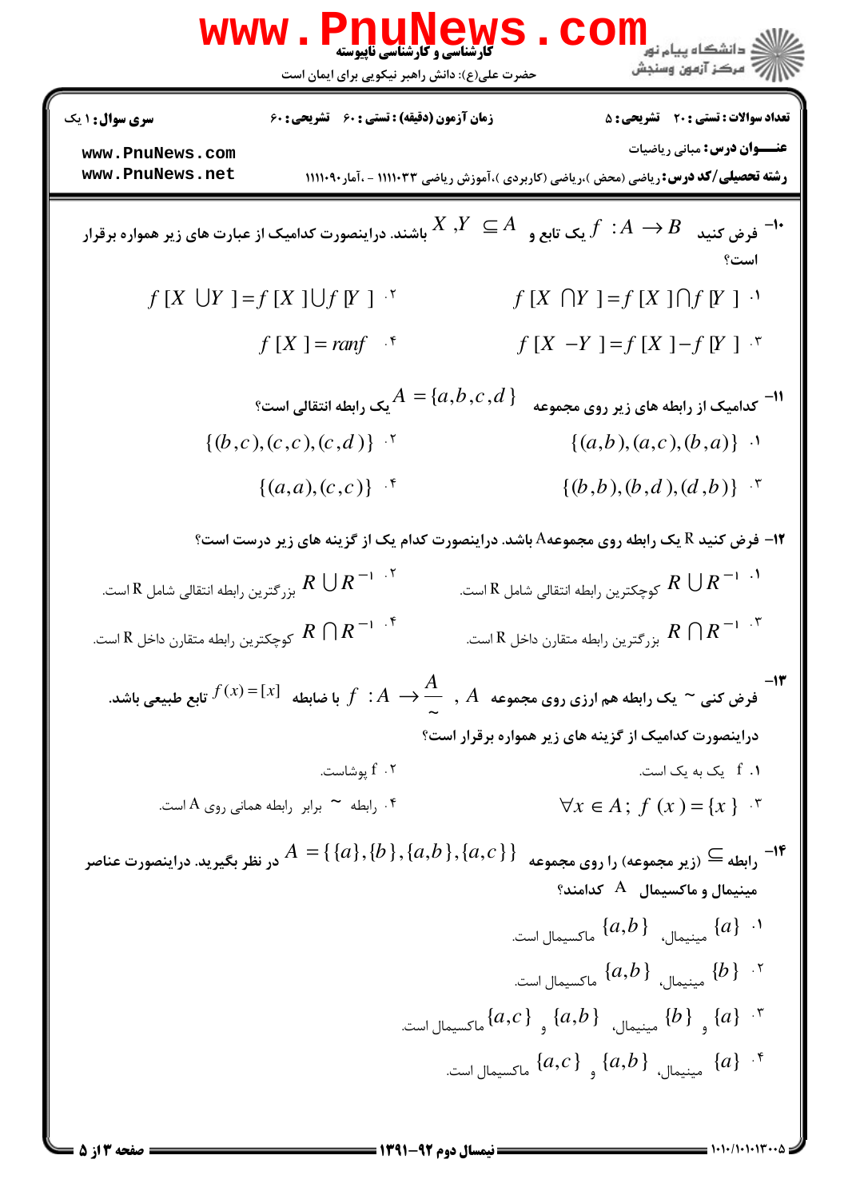۱۰- فرض کنید $f: A \to B$ یک تابع و $X, Y \subseteq A$ باشند. دراینصورت کدامیک از عبارت های زیر همواره برقرار است؟

۱. $f[X \cap Y] = f[X] \cap f[Y]$

۲. $f[X \cup Y] = f[X] \cup f[Y]$

۳. $f[X - Y] = f[X] - f[Y]$

۴. $f[X] = ranf$

۱۱- کدامیک از رابطه های زیر روی مجموعه $A = \{a, b, c, d\}$ یک رابطه انتقالی است؟

۱. $\{(a,b), (a,c), (b,a)\}$

۲. $\{(b,c), (c,c), (c,d)\}$

۳. $\{(b,b), (b,d), (d,b)\}$

۴. $\{(a,a), (c,c)\}$

۱۲- فرض کنید R یک رابطه روی مجموعه A باشد. دراینصورت کدام یک از گزینه های زیر درست است؟

۱. $R \cup R^{-1}$ کوچکترین رابطه انتقالی شامل R است.

۲. $R \cup R^{-1}$ بزرگترین رابطه انتقالی شامل R است.

۳. $R \cap R^{-1}$ بزرگترین رابطه متقارن داخل R است.

۴. $R \cap R^{-1}$ کوچکترین رابطه متقارن داخل R است.

۱۳- فرض کنی $\sim$ یک رابطه هم ارزی روی مجموعه $A$ ، $f: A \to \frac{A}{\sim}$ با ضابطه $f(x) = [x]$ تابع طبیعی باشد. دراینصورت کدامیک از گزینه های زیر همواره برقرار است؟

۱. f یک به یک است.

۲. f پوشاست.

۳. $\forall x \in A;\ f(x) = \{x\}$

۴. رابطه $\sim$ برابر رابطه همانی روی A است.

۱۴- رابطه $\subseteq$ (زیر مجموعه) را روی مجموعه $A = \{\{a\}, \{b\}, \{a,b\}, \{a,c\}\}$ در نظر بگیرید. دراینصورت عناصر مینیمال و ماکسیمال A کدامند؟

۱. $\{a\}$ مینیمال، $\{a,b\}$ ماکسیمال است.

۲. $\{b\}$ مینیمال، $\{a,b\}$ ماکسیمال است.

۳. $\{a\}$ و $\{b\}$ مینیمال، $\{a,b\}$ و $\{a,c\}$ ماکسیمال است.

۴. $\{a\}$ مینیمال، $\{a,b\}$ و $\{a,c\}$ ماکسیمال است.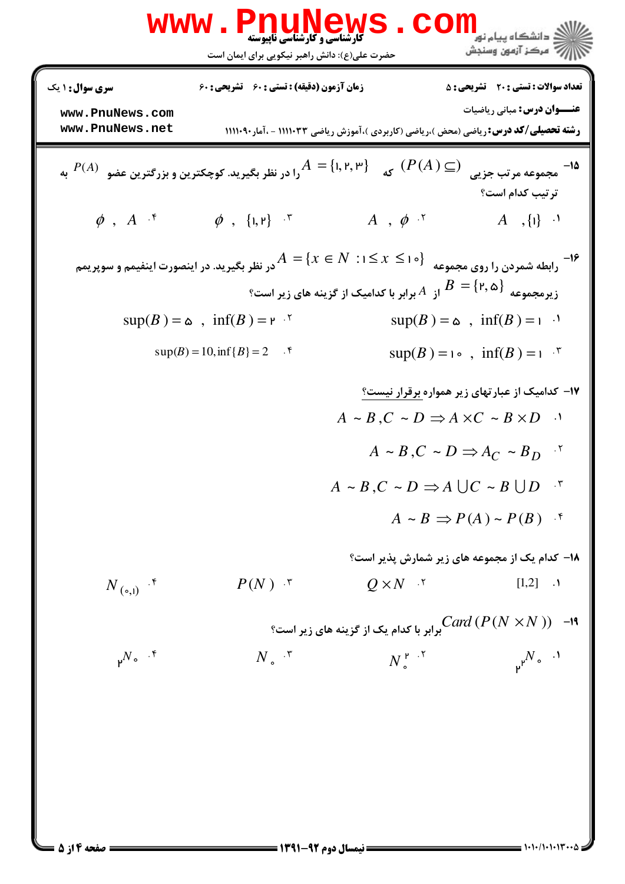۱۵- مجموعه مرتب جزیی $(P(A) \subseteq)$ که $A=\{1,2,3\}$ را در نظر بگیرید. کوچکترین و بزرگترین عضو $P(A)$ به ترتیب کدام است؟

۱. $A \; , \{1\}$

۲. $A \; , \; \phi$

۳. $\phi \; , \; \{1,2\}$

۴. $\phi \; , \; A$

۱۶- رابطه شمردن را روی مجموعه $A=\{x \in N : 1 \le x \le 10\}$ در نظر بگیرید. در اینصورت اینفیمم و سوپریمم زیرمجموعه $B=\{2,5\}$ از $A$ برابر با کدامیک از گزینه های زیر است؟

۱. $\sup(B)=5 \; , \; \inf(B)=1$

۲. $\sup(B)=5 \; , \; \inf(B)=2$

۳. $\sup(B)=10 \; , \; \inf(B)=1$

۴. $\sup(B)=10, \inf\{B\}=2$

۱۷- کدامیک از عبارتهای زیر همواره برقرار نیست؟

۱. $A \sim B, C \sim D \Rightarrow A \times C \sim B \times D$

۲. $A \sim B, C \sim D \Rightarrow A_C \sim B_D$

۳. $A \sim B, C \sim D \Rightarrow A \cup C \sim B \cup D$

۴. $A \sim B \Rightarrow P(A) \sim P(B)$

۱۸- کدام یک از مجموعه های زیر شمارش پذیر است؟

۱. $[1,2]$

۲. $Q \times N$

۳. $P(N)$

۴. $N_{(0,1)}$

۱۹- $Card(P(N \times N))$ برابر با کدام یک از گزینه های زیر است؟

۱. $2^{2^{N_0}}$

۲. $N_0^2$

۳. $N_0$

۴. $2^{N_0}$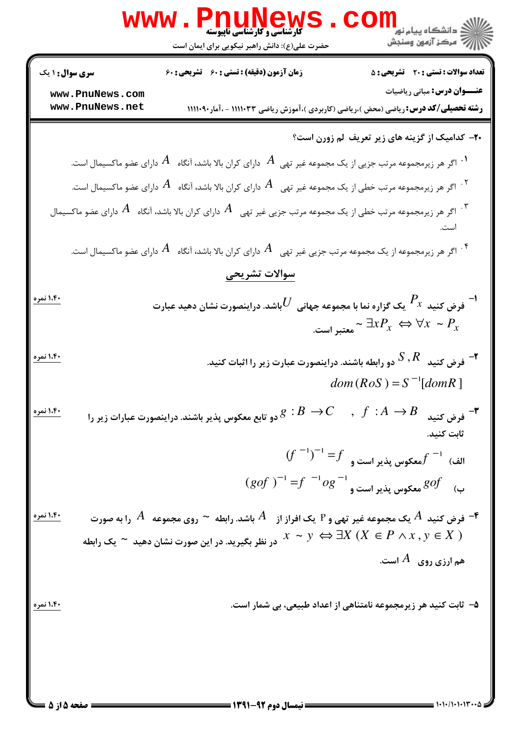۲۰- کدامیک از گزینه های زیر تعریف لم زورن است؟

۱. اگر هر زیرمجموعه مرتب جزیی از یک مجموعه غیر تهی $A$ دارای کران بالا باشد، آنگاه $A$ دارای عضو ماکسیمال است.

۲. اگر هر زیرمجموعه مرتب خطی از یک مجموعه غیر تهی $A$ دارای کران بالا باشد، آنگاه $A$ دارای عضو ماکسیمال است.

۳. اگر هر زیرمجموعه مرتب خطی از یک مجموعه مرتب جزیی غیر تهی $A$ دارای کران بالا باشد، آنگاه $A$ دارای عضو ماکسیمال است.

۴. اگر هر زیرمجموعه از یک مجموعه مرتب جزیی غیر تهی $A$ دارای کران بالا باشد، آنگاه $A$ دارای عضو ماکسیمال است.

## سوالات تشریحی

۱- فرض کنید $P_x$ یک گزاره نما با مجموعه جهانی $U$ باشد. دراینصورت نشان دهید عبارت $\sim \exists x P_x \Leftrightarrow \forall x \sim P_x$ معتبر است. (۱،۴۰ نمره)

۲- فرض کنید $S, R$ دو رابطه باشند. دراینصورت عبارت زیر را اثبات کنید. (۱،۴۰ نمره)

$$dom(RoS) = S^{-1}[domR]$$

۳- فرض کنید $f : A \to B$ , $g : B \to C$ دو تابع معکوس پذیر باشند. دراینصورت عبارات زیر را ثابت کنید. (۱،۴۰ نمره)

الف) $f^{-1}$ معکوس پذیر است و $(f^{-1})^{-1} = f$

ب) $gof$ معکوس پذیر است و $(gof)^{-1} = f^{-1} o g^{-1}$

۴- فرض کنید $A$ یک مجموعه غیر تهی و P یک افراز از $A$ باشد. رابطه ~ روی مجموعه $A$ را به صورت $x \sim y \Leftrightarrow \exists X \, (X \in P \wedge x, y \in X)$ در نظر بگیرید. در این صورت نشان دهید ~ یک رابطه هم ارزی روی $A$ است. (۱،۴۰ نمره)

۵- ثابت کنید هر زیرمجموعه نامتناهی از اعداد طبیعی، بی شمار است. (۱،۴۰ نمره)